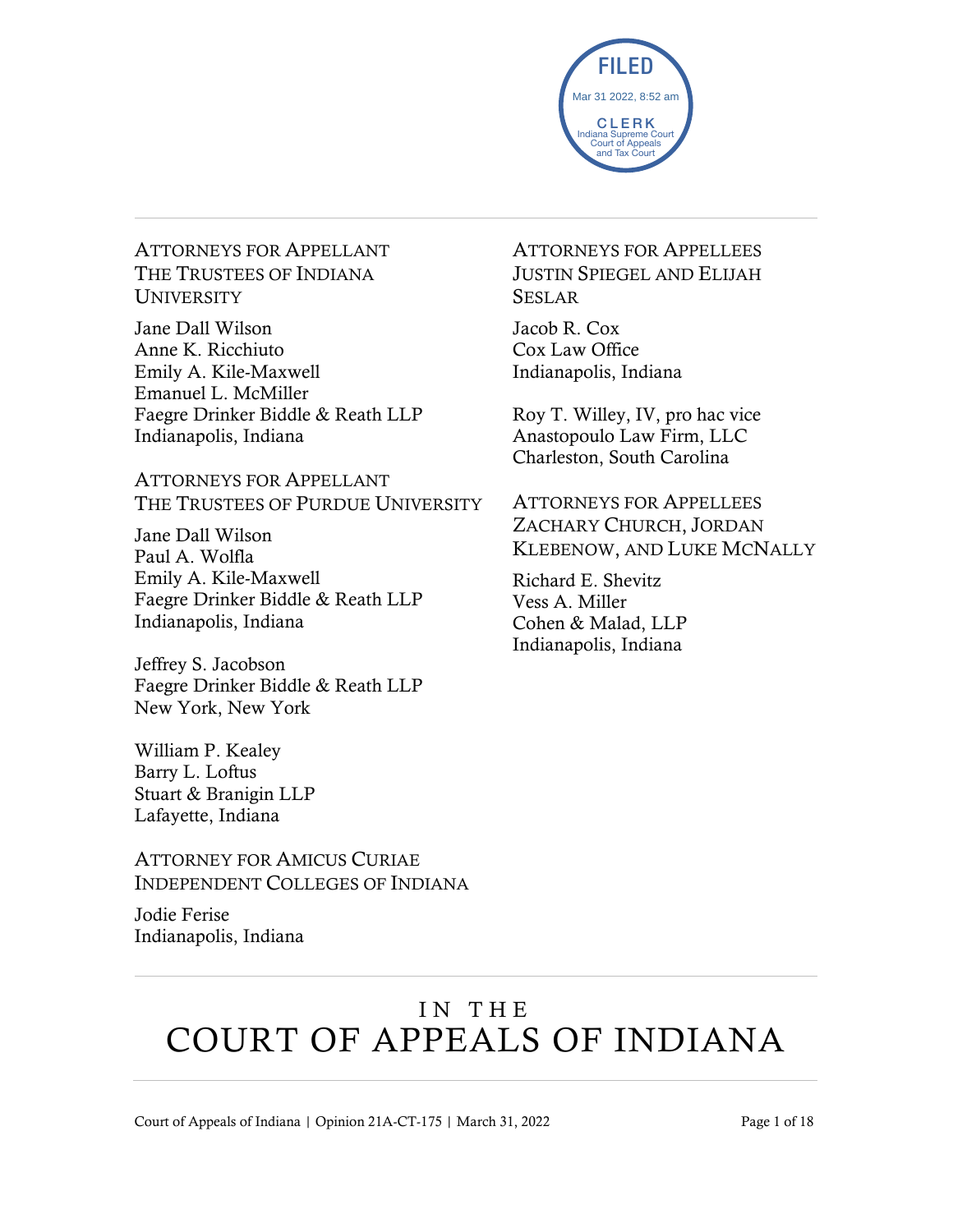FILED
Mar 31 2022, 8:52 am
CLERK
Indiana Supreme Court
Court of Appeals
and Tax Court

ATTORNEYS FOR APPELLANT
THE TRUSTEES OF INDIANA UNIVERSITY

Jane Dall Wilson
Anne K. Ricchiuto
Emily A. Kile-Maxwell
Emanuel L. McMiller
Faegre Drinker Biddle & Reath LLP
Indianapolis, Indiana

ATTORNEYS FOR APPELLANT
THE TRUSTEES OF PURDUE UNIVERSITY

Jane Dall Wilson
Paul A. Wolfla
Emily A. Kile-Maxwell
Faegre Drinker Biddle & Reath LLP
Indianapolis, Indiana

Jeffrey S. Jacobson
Faegre Drinker Biddle & Reath LLP
New York, New York

William P. Kealey
Barry L. Loftus
Stuart & Branigin LLP
Lafayette, Indiana

ATTORNEY FOR AMICUS CURIAE
INDEPENDENT COLLEGES OF INDIANA

Jodie Ferise
Indianapolis, Indiana

ATTORNEYS FOR APPELLEES
JUSTIN SPIEGEL AND ELIJAH SESLAR

Jacob R. Cox
Cox Law Office
Indianapolis, Indiana

Roy T. Willey, IV, pro hac vice
Anastopoulo Law Firm, LLC
Charleston, South Carolina

ATTORNEYS FOR APPELLEES
ZACHARY CHURCH, JORDAN KLEBENOW, AND LUKE MCNALLY

Richard E. Shevitz
Vess A. Miller
Cohen & Malad, LLP
Indianapolis, Indiana

# IN THE COURT OF APPEALS OF INDIANA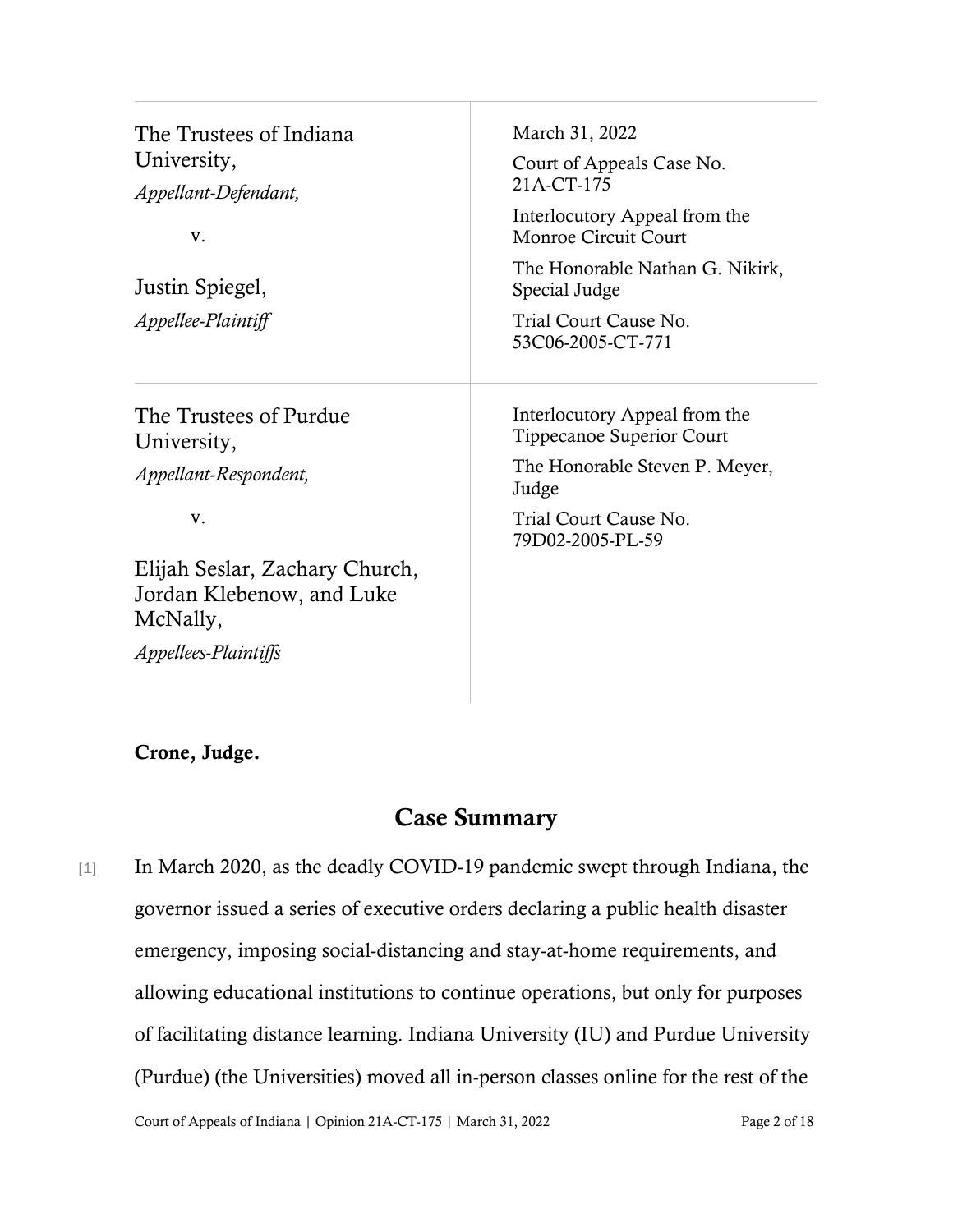| | |
|---|---|
| The Trustees of Indiana University,<br>*Appellant-Defendant,*<br><br>v.<br><br>Justin Spiegel,<br>*Appellee-Plaintiff* | March 31, 2022<br><br>Court of Appeals Case No. 21A-CT-175<br><br>Interlocutory Appeal from the Monroe Circuit Court<br><br>The Honorable Nathan G. Nikirk, Special Judge<br><br>Trial Court Cause No. 53C06-2005-CT-771 |
| The Trustees of Purdue University,<br>*Appellant-Respondent,*<br><br>v.<br><br>Elijah Seslar, Zachary Church, Jordan Klebenow, and Luke McNally,<br>*Appellees-Plaintiffs* | Interlocutory Appeal from the Tippecanoe Superior Court<br><br>The Honorable Steven P. Meyer, Judge<br><br>Trial Court Cause No. 79D02-2005-PL-59 |

**Crone, Judge.**

## Case Summary

[1] In March 2020, as the deadly COVID-19 pandemic swept through Indiana, the governor issued a series of executive orders declaring a public health disaster emergency, imposing social-distancing and stay-at-home requirements, and allowing educational institutions to continue operations, but only for purposes of facilitating distance learning. Indiana University (IU) and Purdue University (Purdue) (the Universities) moved all in-person classes online for the rest of the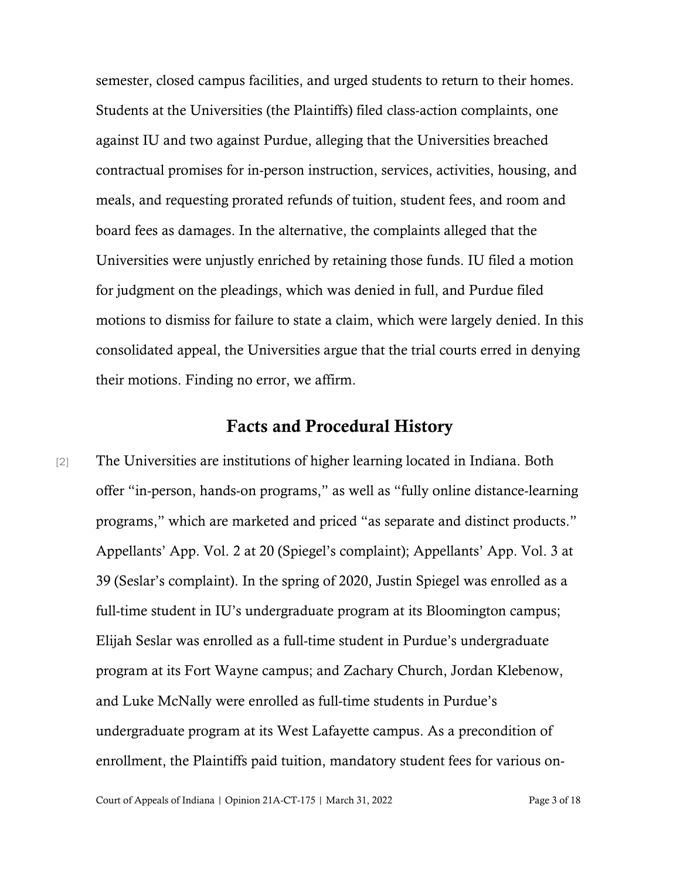semester, closed campus facilities, and urged students to return to their homes. Students at the Universities (the Plaintiffs) filed class-action complaints, one against IU and two against Purdue, alleging that the Universities breached contractual promises for in-person instruction, services, activities, housing, and meals, and requesting prorated refunds of tuition, student fees, and room and board fees as damages. In the alternative, the complaints alleged that the Universities were unjustly enriched by retaining those funds. IU filed a motion for judgment on the pleadings, which was denied in full, and Purdue filed motions to dismiss for failure to state a claim, which were largely denied. In this consolidated appeal, the Universities argue that the trial courts erred in denying their motions. Finding no error, we affirm.

## Facts and Procedural History

[2] The Universities are institutions of higher learning located in Indiana. Both offer "in-person, hands-on programs," as well as "fully online distance-learning programs," which are marketed and priced "as separate and distinct products." Appellants' App. Vol. 2 at 20 (Spiegel's complaint); Appellants' App. Vol. 3 at 39 (Seslar's complaint). In the spring of 2020, Justin Spiegel was enrolled as a full-time student in IU's undergraduate program at its Bloomington campus; Elijah Seslar was enrolled as a full-time student in Purdue's undergraduate program at its Fort Wayne campus; and Zachary Church, Jordan Klebenow, and Luke McNally were enrolled as full-time students in Purdue's undergraduate program at its West Lafayette campus. As a precondition of enrollment, the Plaintiffs paid tuition, mandatory student fees for various on-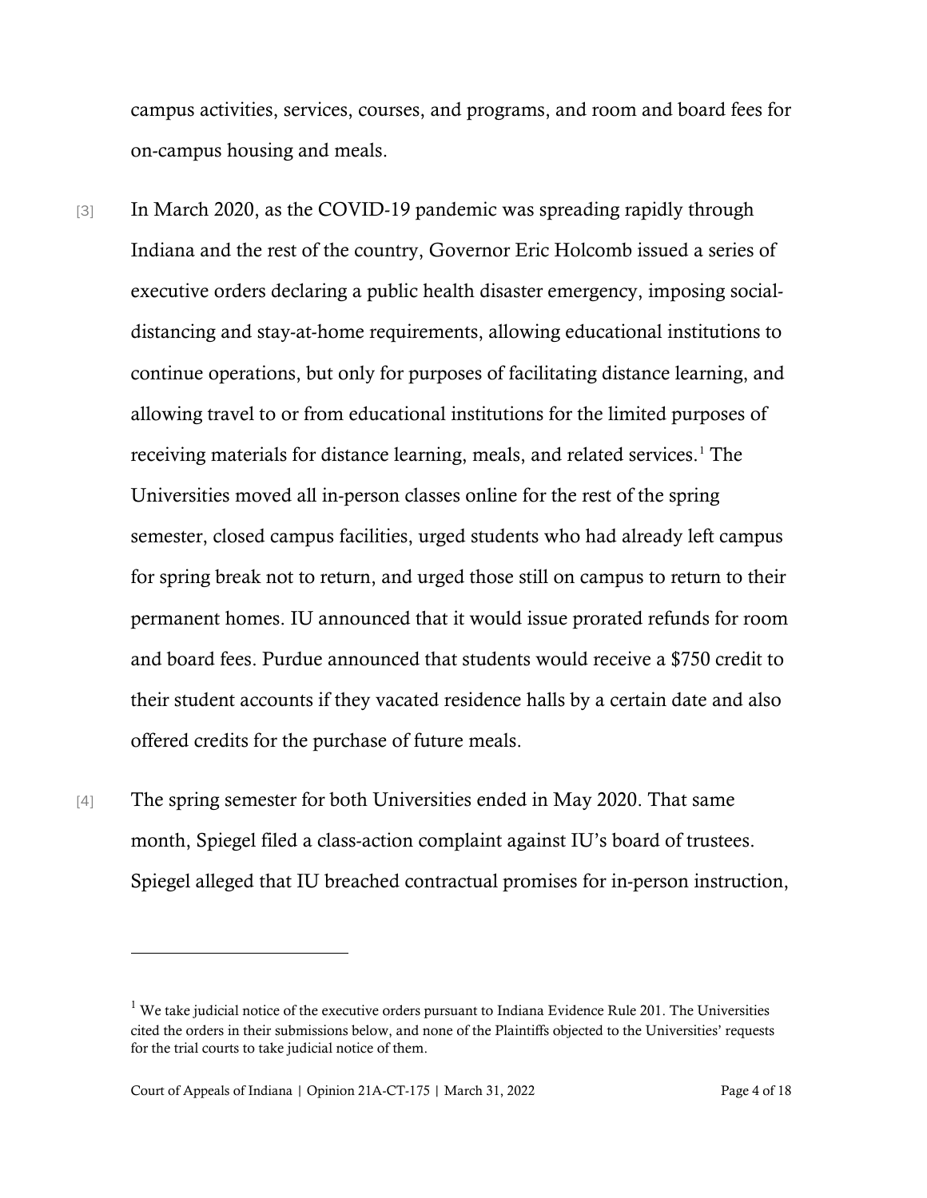campus activities, services, courses, and programs, and room and board fees for on-campus housing and meals.

[3] In March 2020, as the COVID-19 pandemic was spreading rapidly through Indiana and the rest of the country, Governor Eric Holcomb issued a series of executive orders declaring a public health disaster emergency, imposing social-distancing and stay-at-home requirements, allowing educational institutions to continue operations, but only for purposes of facilitating distance learning, and allowing travel to or from educational institutions for the limited purposes of receiving materials for distance learning, meals, and related services.[1] The Universities moved all in-person classes online for the rest of the spring semester, closed campus facilities, urged students who had already left campus for spring break not to return, and urged those still on campus to return to their permanent homes. IU announced that it would issue prorated refunds for room and board fees. Purdue announced that students would receive a $750 credit to their student accounts if they vacated residence halls by a certain date and also offered credits for the purchase of future meals.

[4] The spring semester for both Universities ended in May 2020. That same month, Spiegel filed a class-action complaint against IU's board of trustees. Spiegel alleged that IU breached contractual promises for in-person instruction,

---

[1] We take judicial notice of the executive orders pursuant to Indiana Evidence Rule 201. The Universities cited the orders in their submissions below, and none of the Plaintiffs objected to the Universities' requests for the trial courts to take judicial notice of them.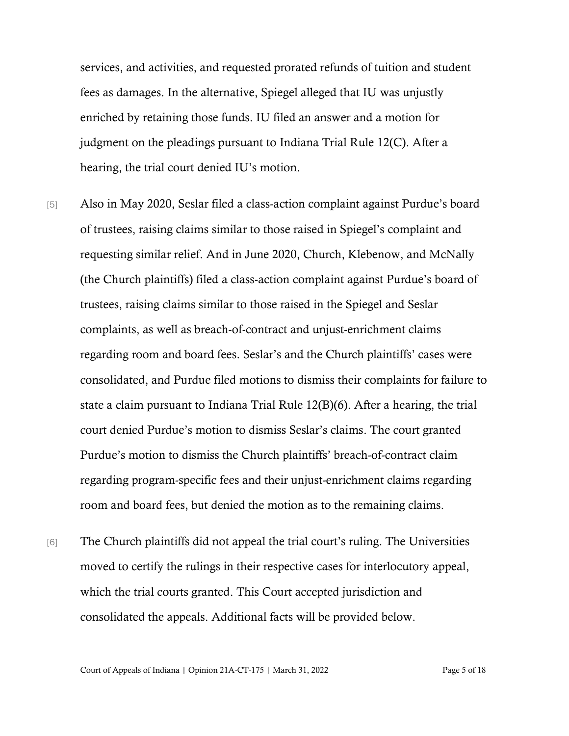services, and activities, and requested prorated refunds of tuition and student fees as damages. In the alternative, Spiegel alleged that IU was unjustly enriched by retaining those funds. IU filed an answer and a motion for judgment on the pleadings pursuant to Indiana Trial Rule 12(C). After a hearing, the trial court denied IU's motion.

[5] Also in May 2020, Seslar filed a class-action complaint against Purdue's board of trustees, raising claims similar to those raised in Spiegel's complaint and requesting similar relief. And in June 2020, Church, Klebenow, and McNally (the Church plaintiffs) filed a class-action complaint against Purdue's board of trustees, raising claims similar to those raised in the Spiegel and Seslar complaints, as well as breach-of-contract and unjust-enrichment claims regarding room and board fees. Seslar's and the Church plaintiffs' cases were consolidated, and Purdue filed motions to dismiss their complaints for failure to state a claim pursuant to Indiana Trial Rule 12(B)(6). After a hearing, the trial court denied Purdue's motion to dismiss Seslar's claims. The court granted Purdue's motion to dismiss the Church plaintiffs' breach-of-contract claim regarding program-specific fees and their unjust-enrichment claims regarding room and board fees, but denied the motion as to the remaining claims.

[6] The Church plaintiffs did not appeal the trial court's ruling. The Universities moved to certify the rulings in their respective cases for interlocutory appeal, which the trial courts granted. This Court accepted jurisdiction and consolidated the appeals. Additional facts will be provided below.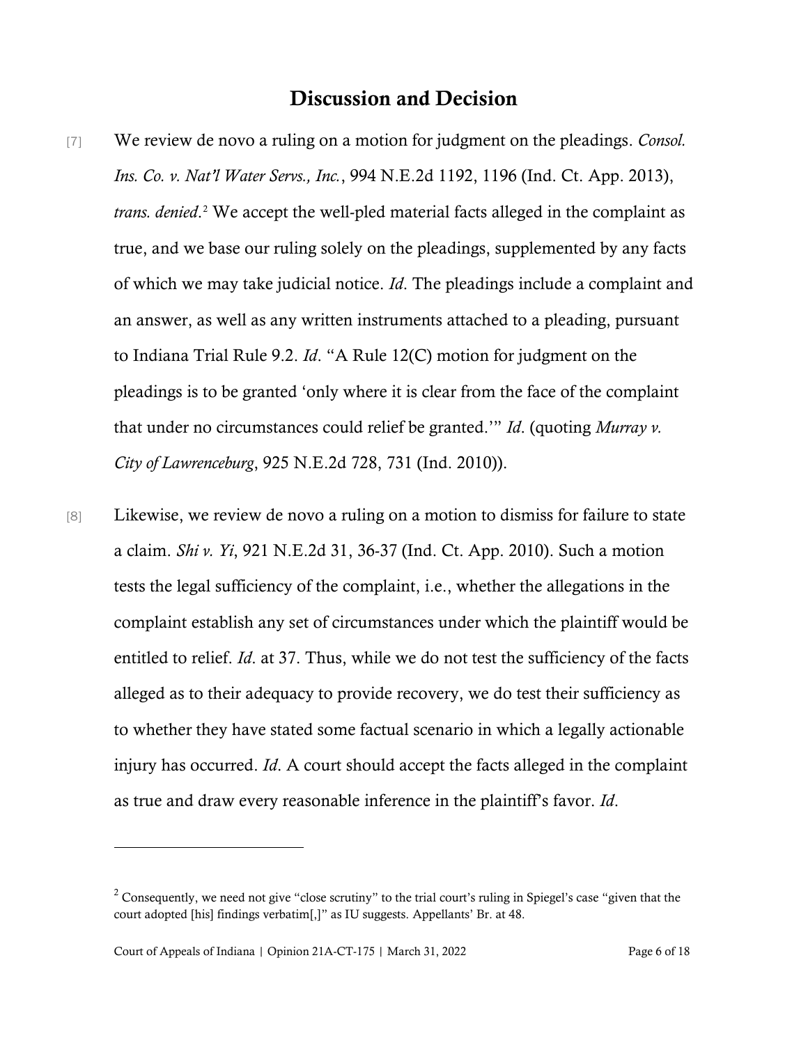## Discussion and Decision

[7] We review de novo a ruling on a motion for judgment on the pleadings. *Consol. Ins. Co. v. Nat'l Water Servs., Inc.*, 994 N.E.2d 1192, 1196 (Ind. Ct. App. 2013), *trans. denied*.[2] We accept the well-pled material facts alleged in the complaint as true, and we base our ruling solely on the pleadings, supplemented by any facts of which we may take judicial notice. *Id*. The pleadings include a complaint and an answer, as well as any written instruments attached to a pleading, pursuant to Indiana Trial Rule 9.2. *Id*. "A Rule 12(C) motion for judgment on the pleadings is to be granted 'only where it is clear from the face of the complaint that under no circumstances could relief be granted.'" *Id*. (quoting *Murray v. City of Lawrenceburg*, 925 N.E.2d 728, 731 (Ind. 2010)).

[8] Likewise, we review de novo a ruling on a motion to dismiss for failure to state a claim. *Shi v. Yi*, 921 N.E.2d 31, 36-37 (Ind. Ct. App. 2010). Such a motion tests the legal sufficiency of the complaint, i.e., whether the allegations in the complaint establish any set of circumstances under which the plaintiff would be entitled to relief. *Id*. at 37. Thus, while we do not test the sufficiency of the facts alleged as to their adequacy to provide recovery, we do test their sufficiency as to whether they have stated some factual scenario in which a legally actionable injury has occurred. *Id*. A court should accept the facts alleged in the complaint as true and draw every reasonable inference in the plaintiff's favor. *Id*.

---

[2] Consequently, we need not give "close scrutiny" to the trial court's ruling in Spiegel's case "given that the court adopted [his] findings verbatim[,]" as IU suggests. Appellants' Br. at 48.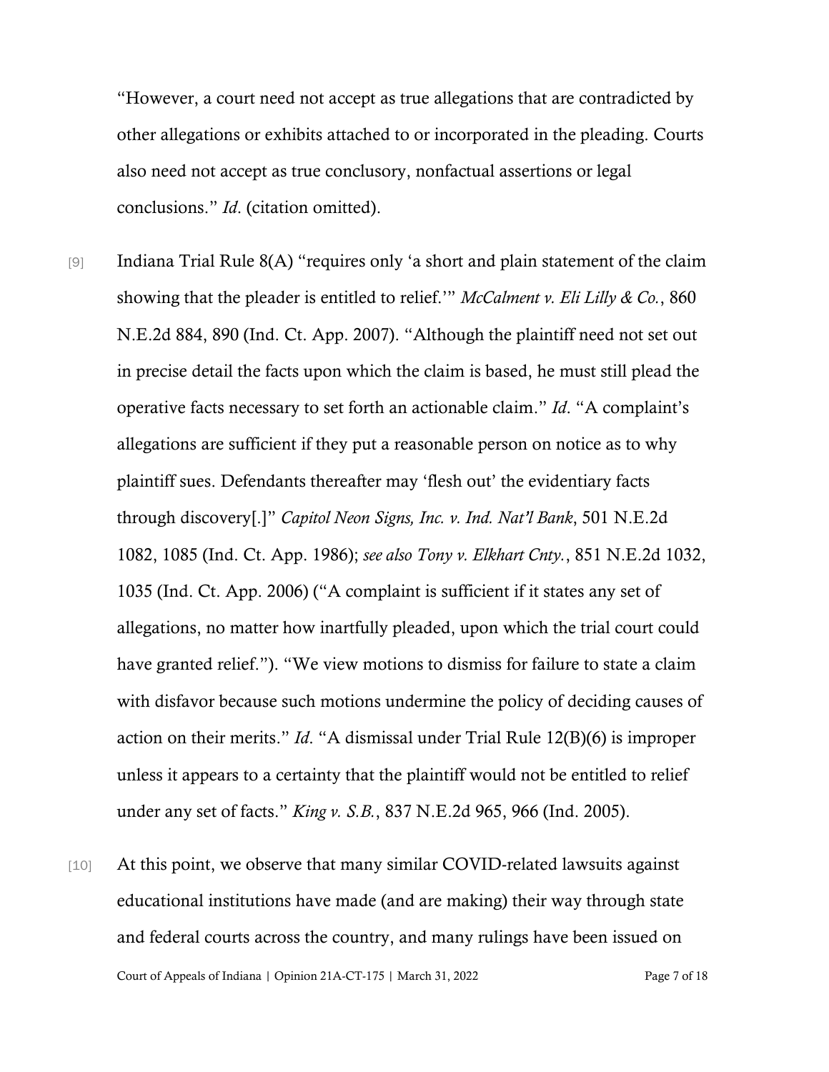"However, a court need not accept as true allegations that are contradicted by other allegations or exhibits attached to or incorporated in the pleading. Courts also need not accept as true conclusory, nonfactual assertions or legal conclusions." *Id*. (citation omitted).

[9] Indiana Trial Rule 8(A) "requires only 'a short and plain statement of the claim showing that the pleader is entitled to relief.'" *McCalment v. Eli Lilly & Co.*, 860 N.E.2d 884, 890 (Ind. Ct. App. 2007). "Although the plaintiff need not set out in precise detail the facts upon which the claim is based, he must still plead the operative facts necessary to set forth an actionable claim." *Id*. "A complaint's allegations are sufficient if they put a reasonable person on notice as to why plaintiff sues. Defendants thereafter may 'flesh out' the evidentiary facts through discovery[.]" *Capitol Neon Signs, Inc. v. Ind. Nat'l Bank*, 501 N.E.2d 1082, 1085 (Ind. Ct. App. 1986); *see also Tony v. Elkhart Cnty.*, 851 N.E.2d 1032, 1035 (Ind. Ct. App. 2006) ("A complaint is sufficient if it states any set of allegations, no matter how inartfully pleaded, upon which the trial court could have granted relief."). "We view motions to dismiss for failure to state a claim with disfavor because such motions undermine the policy of deciding causes of action on their merits." *Id*. "A dismissal under Trial Rule 12(B)(6) is improper unless it appears to a certainty that the plaintiff would not be entitled to relief under any set of facts." *King v. S.B.*, 837 N.E.2d 965, 966 (Ind. 2005).

[10] At this point, we observe that many similar COVID-related lawsuits against educational institutions have made (and are making) their way through state and federal courts across the country, and many rulings have been issued on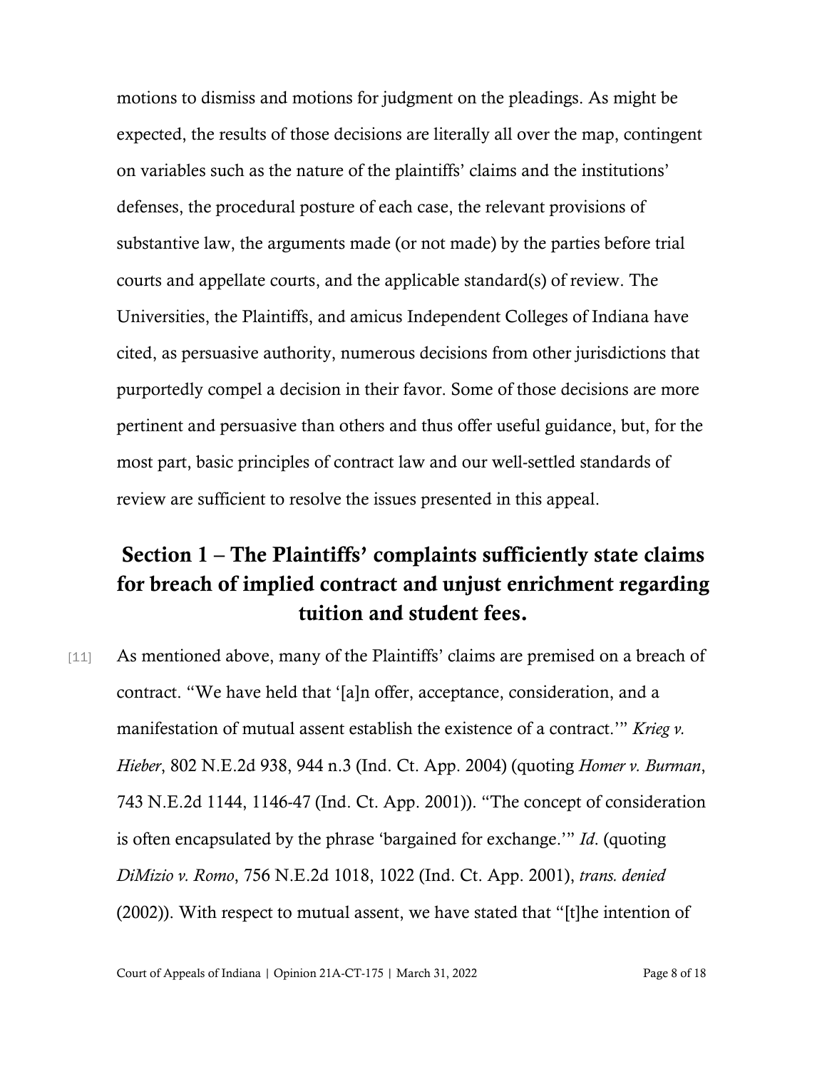motions to dismiss and motions for judgment on the pleadings. As might be expected, the results of those decisions are literally all over the map, contingent on variables such as the nature of the plaintiffs' claims and the institutions' defenses, the procedural posture of each case, the relevant provisions of substantive law, the arguments made (or not made) by the parties before trial courts and appellate courts, and the applicable standard(s) of review. The Universities, the Plaintiffs, and amicus Independent Colleges of Indiana have cited, as persuasive authority, numerous decisions from other jurisdictions that purportedly compel a decision in their favor. Some of those decisions are more pertinent and persuasive than others and thus offer useful guidance, but, for the most part, basic principles of contract law and our well-settled standards of review are sufficient to resolve the issues presented in this appeal.

## Section 1 – The Plaintiffs' complaints sufficiently state claims for breach of implied contract and unjust enrichment regarding tuition and student fees.

[11] As mentioned above, many of the Plaintiffs' claims are premised on a breach of contract. "We have held that '[a]n offer, acceptance, consideration, and a manifestation of mutual assent establish the existence of a contract.'" *Krieg v. Hieber*, 802 N.E.2d 938, 944 n.3 (Ind. Ct. App. 2004) (quoting *Homer v. Burman*, 743 N.E.2d 1144, 1146-47 (Ind. Ct. App. 2001)). "The concept of consideration is often encapsulated by the phrase 'bargained for exchange.'" *Id*. (quoting *DiMizio v. Romo*, 756 N.E.2d 1018, 1022 (Ind. Ct. App. 2001), *trans. denied* (2002)). With respect to mutual assent, we have stated that "[t]he intention of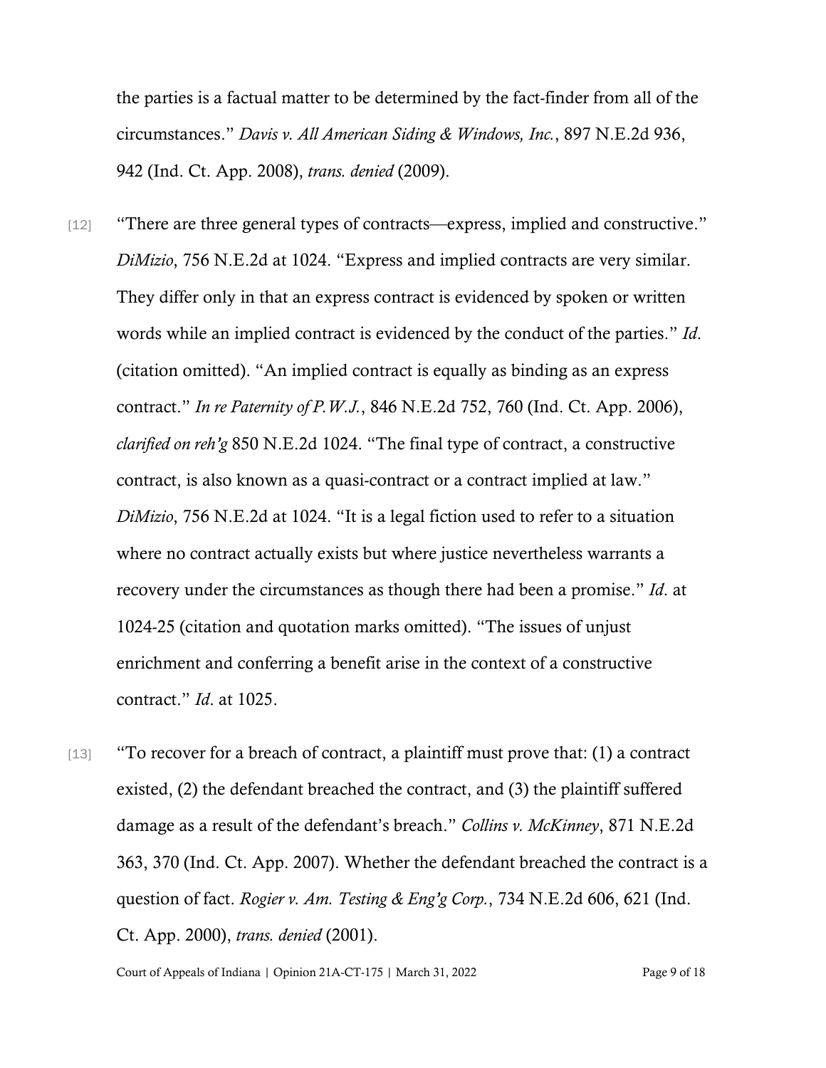the parties is a factual matter to be determined by the fact-finder from all of the circumstances." *Davis v. All American Siding & Windows, Inc.*, 897 N.E.2d 936, 942 (Ind. Ct. App. 2008), *trans. denied* (2009).

[12] "There are three general types of contracts—express, implied and constructive." *DiMizio*, 756 N.E.2d at 1024. "Express and implied contracts are very similar. They differ only in that an express contract is evidenced by spoken or written words while an implied contract is evidenced by the conduct of the parties." *Id*. (citation omitted). "An implied contract is equally as binding as an express contract." *In re Paternity of P.W.J.*, 846 N.E.2d 752, 760 (Ind. Ct. App. 2006), *clarified on reh'g* 850 N.E.2d 1024. "The final type of contract, a constructive contract, is also known as a quasi-contract or a contract implied at law." *DiMizio*, 756 N.E.2d at 1024. "It is a legal fiction used to refer to a situation where no contract actually exists but where justice nevertheless warrants a recovery under the circumstances as though there had been a promise." *Id*. at 1024-25 (citation and quotation marks omitted). "The issues of unjust enrichment and conferring a benefit arise in the context of a constructive contract." *Id*. at 1025.

[13] "To recover for a breach of contract, a plaintiff must prove that: (1) a contract existed, (2) the defendant breached the contract, and (3) the plaintiff suffered damage as a result of the defendant's breach." *Collins v. McKinney*, 871 N.E.2d 363, 370 (Ind. Ct. App. 2007). Whether the defendant breached the contract is a question of fact. *Rogier v. Am. Testing & Eng'g Corp.*, 734 N.E.2d 606, 621 (Ind. Ct. App. 2000), *trans. denied* (2001).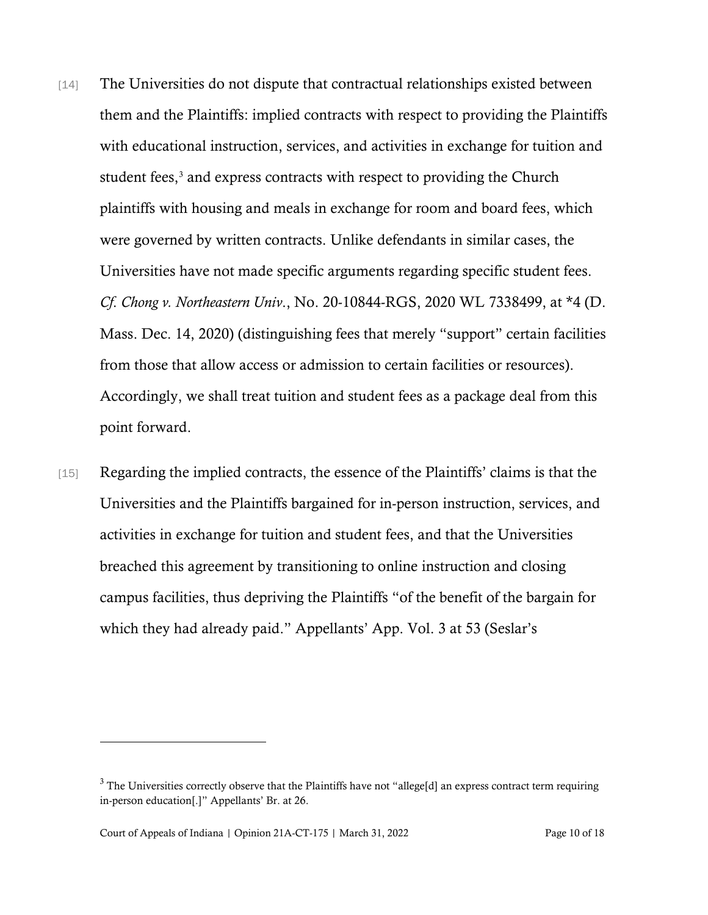[14] The Universities do not dispute that contractual relationships existed between them and the Plaintiffs: implied contracts with respect to providing the Plaintiffs with educational instruction, services, and activities in exchange for tuition and student fees,[3] and express contracts with respect to providing the Church plaintiffs with housing and meals in exchange for room and board fees, which were governed by written contracts. Unlike defendants in similar cases, the Universities have not made specific arguments regarding specific student fees. *Cf. Chong v. Northeastern Univ.*, No. 20-10844-RGS, 2020 WL 7338499, at *4 (D. Mass. Dec. 14, 2020) (distinguishing fees that merely "support" certain facilities from those that allow access or admission to certain facilities or resources). Accordingly, we shall treat tuition and student fees as a package deal from this point forward.

[15] Regarding the implied contracts, the essence of the Plaintiffs' claims is that the Universities and the Plaintiffs bargained for in-person instruction, services, and activities in exchange for tuition and student fees, and that the Universities breached this agreement by transitioning to online instruction and closing campus facilities, thus depriving the Plaintiffs "of the benefit of the bargain for which they had already paid." Appellants' App. Vol. 3 at 53 (Seslar's

---

[3] The Universities correctly observe that the Plaintiffs have not "allege[d] an express contract term requiring in-person education[.]" Appellants' Br. at 26.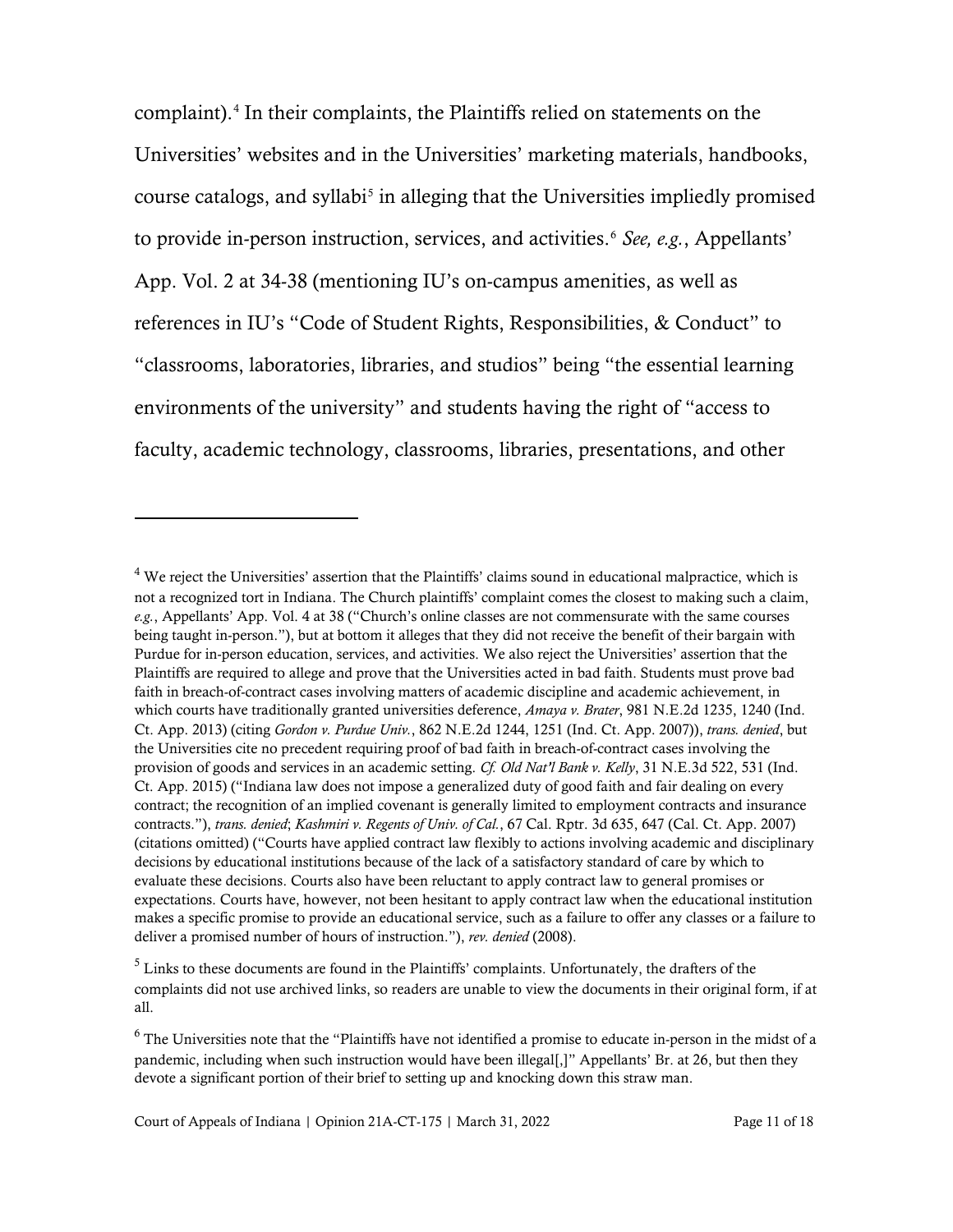complaint).[4] In their complaints, the Plaintiffs relied on statements on the Universities' websites and in the Universities' marketing materials, handbooks, course catalogs, and syllabi[5] in alleging that the Universities impliedly promised to provide in-person instruction, services, and activities.[6] *See, e.g.*, Appellants' App. Vol. 2 at 34-38 (mentioning IU's on-campus amenities, as well as references in IU's "Code of Student Rights, Responsibilities, & Conduct" to "classrooms, laboratories, libraries, and studios" being "the essential learning environments of the university" and students having the right of "access to faculty, academic technology, classrooms, libraries, presentations, and other

---

[4] We reject the Universities' assertion that the Plaintiffs' claims sound in educational malpractice, which is not a recognized tort in Indiana. The Church plaintiffs' complaint comes the closest to making such a claim, *e.g.*, Appellants' App. Vol. 4 at 38 ("Church's online classes are not commensurate with the same courses being taught in-person."), but at bottom it alleges that they did not receive the benefit of their bargain with Purdue for in-person education, services, and activities. We also reject the Universities' assertion that the Plaintiffs are required to allege and prove that the Universities acted in bad faith. Students must prove bad faith in breach-of-contract cases involving matters of academic discipline and academic achievement, in which courts have traditionally granted universities deference, *Amaya v. Brater*, 981 N.E.2d 1235, 1240 (Ind. Ct. App. 2013) (citing *Gordon v. Purdue Univ.*, 862 N.E.2d 1244, 1251 (Ind. Ct. App. 2007)), *trans. denied*, but the Universities cite no precedent requiring proof of bad faith in breach-of-contract cases involving the provision of goods and services in an academic setting. *Cf. Old Nat'l Bank v. Kelly*, 31 N.E.3d 522, 531 (Ind. Ct. App. 2015) ("Indiana law does not impose a generalized duty of good faith and fair dealing on every contract; the recognition of an implied covenant is generally limited to employment contracts and insurance contracts."), *trans. denied*; *Kashmiri v. Regents of Univ. of Cal.*, 67 Cal. Rptr. 3d 635, 647 (Cal. Ct. App. 2007) (citations omitted) ("Courts have applied contract law flexibly to actions involving academic and disciplinary decisions by educational institutions because of the lack of a satisfactory standard of care by which to evaluate these decisions. Courts also have been reluctant to apply contract law to general promises or expectations. Courts have, however, not been hesitant to apply contract law when the educational institution makes a specific promise to provide an educational service, such as a failure to offer any classes or a failure to deliver a promised number of hours of instruction."), *rev. denied* (2008).

[5] Links to these documents are found in the Plaintiffs' complaints. Unfortunately, the drafters of the complaints did not use archived links, so readers are unable to view the documents in their original form, if at all.

[6] The Universities note that the "Plaintiffs have not identified a promise to educate in-person in the midst of a pandemic, including when such instruction would have been illegal[,]" Appellants' Br. at 26, but then they devote a significant portion of their brief to setting up and knocking down this straw man.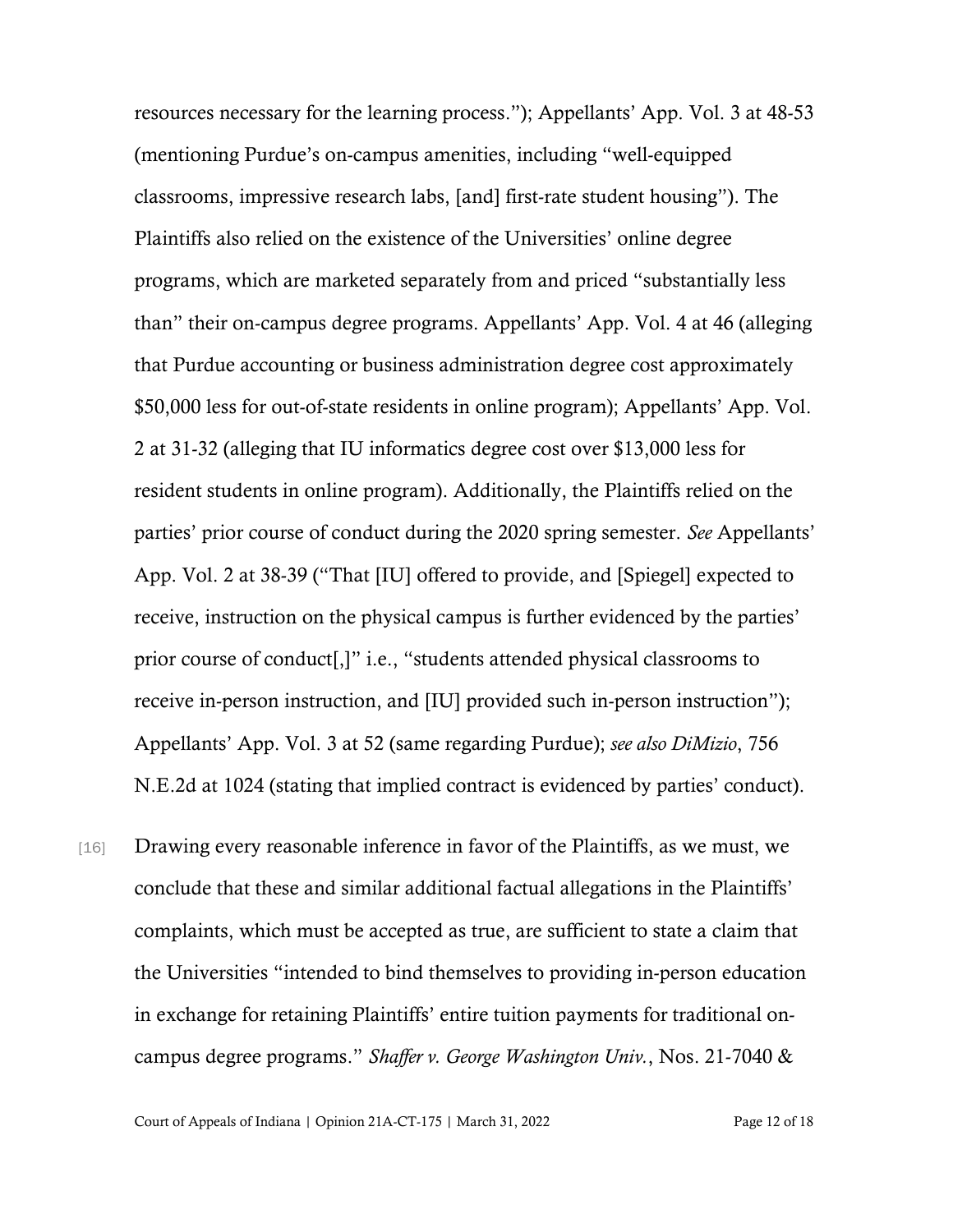resources necessary for the learning process."); Appellants' App. Vol. 3 at 48-53 (mentioning Purdue's on-campus amenities, including "well-equipped classrooms, impressive research labs, [and] first-rate student housing"). The Plaintiffs also relied on the existence of the Universities' online degree programs, which are marketed separately from and priced "substantially less than" their on-campus degree programs. Appellants' App. Vol. 4 at 46 (alleging that Purdue accounting or business administration degree cost approximately $50,000 less for out-of-state residents in online program); Appellants' App. Vol. 2 at 31-32 (alleging that IU informatics degree cost over $13,000 less for resident students in online program). Additionally, the Plaintiffs relied on the parties' prior course of conduct during the 2020 spring semester. *See* Appellants' App. Vol. 2 at 38-39 ("That [IU] offered to provide, and [Spiegel] expected to receive, instruction on the physical campus is further evidenced by the parties' prior course of conduct[,]" i.e., "students attended physical classrooms to receive in-person instruction, and [IU] provided such in-person instruction"); Appellants' App. Vol. 3 at 52 (same regarding Purdue); *see also DiMizio*, 756 N.E.2d at 1024 (stating that implied contract is evidenced by parties' conduct).

[16] Drawing every reasonable inference in favor of the Plaintiffs, as we must, we conclude that these and similar additional factual allegations in the Plaintiffs' complaints, which must be accepted as true, are sufficient to state a claim that the Universities "intended to bind themselves to providing in-person education in exchange for retaining Plaintiffs' entire tuition payments for traditional on-campus degree programs." *Shaffer v. George Washington Univ.*, Nos. 21-7040 &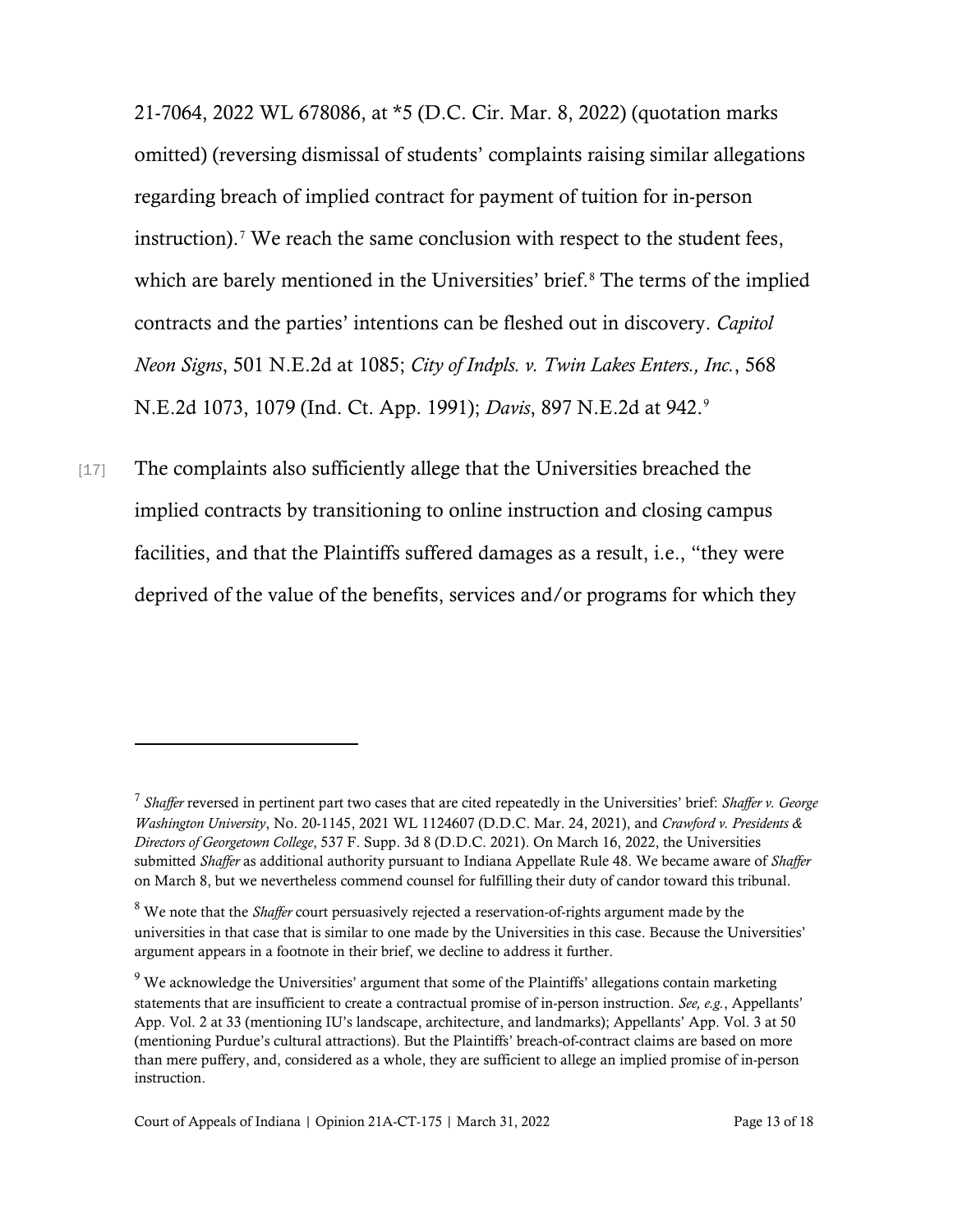21-7064, 2022 WL 678086, at *5 (D.C. Cir. Mar. 8, 2022) (quotation marks omitted) (reversing dismissal of students' complaints raising similar allegations regarding breach of implied contract for payment of tuition for in-person instruction).[7] We reach the same conclusion with respect to the student fees, which are barely mentioned in the Universities' brief.[8] The terms of the implied contracts and the parties' intentions can be fleshed out in discovery. *Capitol Neon Signs*, 501 N.E.2d at 1085; *City of Indpls. v. Twin Lakes Enters., Inc.*, 568 N.E.2d 1073, 1079 (Ind. Ct. App. 1991); *Davis*, 897 N.E.2d at 942.[9]

[17] The complaints also sufficiently allege that the Universities breached the implied contracts by transitioning to online instruction and closing campus facilities, and that the Plaintiffs suffered damages as a result, i.e., "they were deprived of the value of the benefits, services and/or programs for which they

---

[7] *Shaffer* reversed in pertinent part two cases that are cited repeatedly in the Universities' brief: *Shaffer v. George Washington University*, No. 20-1145, 2021 WL 1124607 (D.D.C. Mar. 24, 2021), and *Crawford v. Presidents & Directors of Georgetown College*, 537 F. Supp. 3d 8 (D.D.C. 2021). On March 16, 2022, the Universities submitted *Shaffer* as additional authority pursuant to Indiana Appellate Rule 48. We became aware of *Shaffer* on March 8, but we nevertheless commend counsel for fulfilling their duty of candor toward this tribunal.

[8] We note that the *Shaffer* court persuasively rejected a reservation-of-rights argument made by the universities in that case that is similar to one made by the Universities in this case. Because the Universities' argument appears in a footnote in their brief, we decline to address it further.

[9] We acknowledge the Universities' argument that some of the Plaintiffs' allegations contain marketing statements that are insufficient to create a contractual promise of in-person instruction. *See, e.g.*, Appellants' App. Vol. 2 at 33 (mentioning IU's landscape, architecture, and landmarks); Appellants' App. Vol. 3 at 50 (mentioning Purdue's cultural attractions). But the Plaintiffs' breach-of-contract claims are based on more than mere puffery, and, considered as a whole, they are sufficient to allege an implied promise of in-person instruction.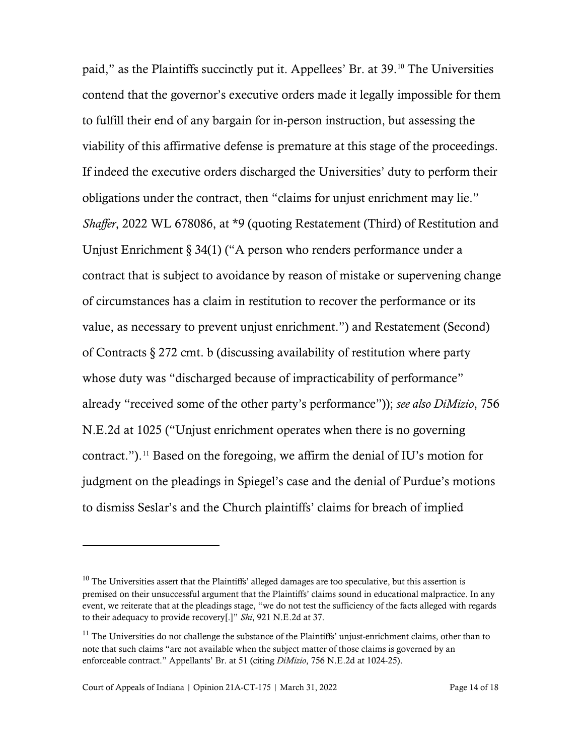paid," as the Plaintiffs succinctly put it. Appellees' Br. at 39.[10] The Universities contend that the governor's executive orders made it legally impossible for them to fulfill their end of any bargain for in-person instruction, but assessing the viability of this affirmative defense is premature at this stage of the proceedings. If indeed the executive orders discharged the Universities' duty to perform their obligations under the contract, then "claims for unjust enrichment may lie." *Shaffer*, 2022 WL 678086, at *9 (quoting Restatement (Third) of Restitution and Unjust Enrichment § 34(1) ("A person who renders performance under a contract that is subject to avoidance by reason of mistake or supervening change of circumstances has a claim in restitution to recover the performance or its value, as necessary to prevent unjust enrichment.") and Restatement (Second) of Contracts § 272 cmt. b (discussing availability of restitution where party whose duty was "discharged because of impracticability of performance" already "received some of the other party's performance")); *see also DiMizio*, 756 N.E.2d at 1025 ("Unjust enrichment operates when there is no governing contract.").[11] Based on the foregoing, we affirm the denial of IU's motion for judgment on the pleadings in Spiegel's case and the denial of Purdue's motions to dismiss Seslar's and the Church plaintiffs' claims for breach of implied

---

[10] The Universities assert that the Plaintiffs' alleged damages are too speculative, but this assertion is premised on their unsuccessful argument that the Plaintiffs' claims sound in educational malpractice. In any event, we reiterate that at the pleadings stage, "we do not test the sufficiency of the facts alleged with regards to their adequacy to provide recovery[.]" *Shi*, 921 N.E.2d at 37.

[11] The Universities do not challenge the substance of the Plaintiffs' unjust-enrichment claims, other than to note that such claims "are not available when the subject matter of those claims is governed by an enforceable contract." Appellants' Br. at 51 (citing *DiMizio*, 756 N.E.2d at 1024-25).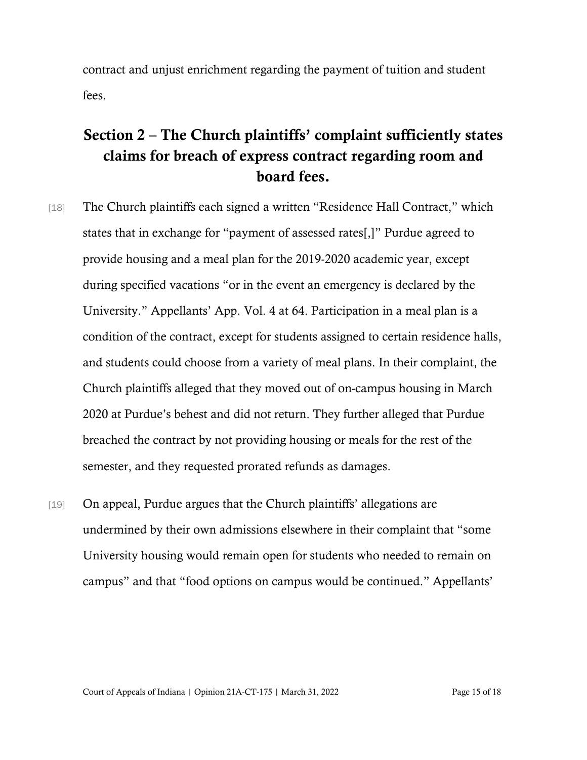contract and unjust enrichment regarding the payment of tuition and student fees.

## Section 2 – The Church plaintiffs' complaint sufficiently states claims for breach of express contract regarding room and board fees.

[18] The Church plaintiffs each signed a written "Residence Hall Contract," which states that in exchange for "payment of assessed rates[,]" Purdue agreed to provide housing and a meal plan for the 2019-2020 academic year, except during specified vacations "or in the event an emergency is declared by the University." Appellants' App. Vol. 4 at 64. Participation in a meal plan is a condition of the contract, except for students assigned to certain residence halls, and students could choose from a variety of meal plans. In their complaint, the Church plaintiffs alleged that they moved out of on-campus housing in March 2020 at Purdue's behest and did not return. They further alleged that Purdue breached the contract by not providing housing or meals for the rest of the semester, and they requested prorated refunds as damages.

[19] On appeal, Purdue argues that the Church plaintiffs' allegations are undermined by their own admissions elsewhere in their complaint that "some University housing would remain open for students who needed to remain on campus" and that "food options on campus would be continued." Appellants'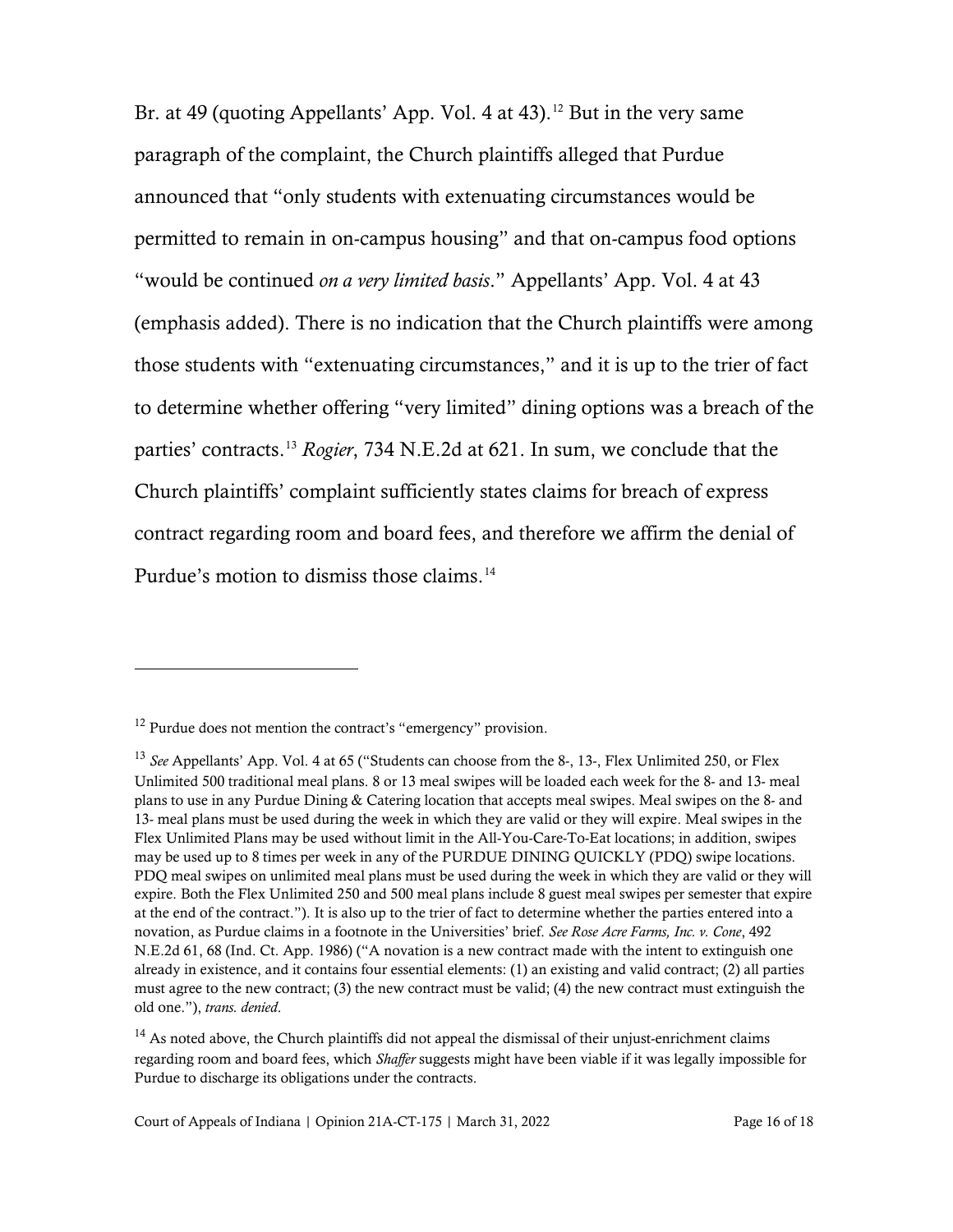Br. at 49 (quoting Appellants' App. Vol. 4 at 43).[12] But in the very same paragraph of the complaint, the Church plaintiffs alleged that Purdue announced that "only students with extenuating circumstances would be permitted to remain in on-campus housing" and that on-campus food options "would be continued *on a very limited basis*." Appellants' App. Vol. 4 at 43 (emphasis added). There is no indication that the Church plaintiffs were among those students with "extenuating circumstances," and it is up to the trier of fact to determine whether offering "very limited" dining options was a breach of the parties' contracts.[13] *Rogier*, 734 N.E.2d at 621. In sum, we conclude that the Church plaintiffs' complaint sufficiently states claims for breach of express contract regarding room and board fees, and therefore we affirm the denial of Purdue's motion to dismiss those claims.[14]

---

[12] Purdue does not mention the contract's "emergency" provision.

[13] *See* Appellants' App. Vol. 4 at 65 ("Students can choose from the 8-, 13-, Flex Unlimited 250, or Flex Unlimited 500 traditional meal plans. 8 or 13 meal swipes will be loaded each week for the 8- and 13- meal plans to use in any Purdue Dining & Catering location that accepts meal swipes. Meal swipes on the 8- and 13- meal plans must be used during the week in which they are valid or they will expire. Meal swipes in the Flex Unlimited Plans may be used without limit in the All-You-Care-To-Eat locations; in addition, swipes may be used up to 8 times per week in any of the PURDUE DINING QUICKLY (PDQ) swipe locations. PDQ meal swipes on unlimited meal plans must be used during the week in which they are valid or they will expire. Both the Flex Unlimited 250 and 500 meal plans include 8 guest meal swipes per semester that expire at the end of the contract."). It is also up to the trier of fact to determine whether the parties entered into a novation, as Purdue claims in a footnote in the Universities' brief. *See Rose Acre Farms, Inc. v. Cone*, 492 N.E.2d 61, 68 (Ind. Ct. App. 1986) ("A novation is a new contract made with the intent to extinguish one already in existence, and it contains four essential elements: (1) an existing and valid contract; (2) all parties must agree to the new contract; (3) the new contract must be valid; (4) the new contract must extinguish the old one."), *trans. denied*.

[14] As noted above, the Church plaintiffs did not appeal the dismissal of their unjust-enrichment claims regarding room and board fees, which *Shaffer* suggests might have been viable if it was legally impossible for Purdue to discharge its obligations under the contracts.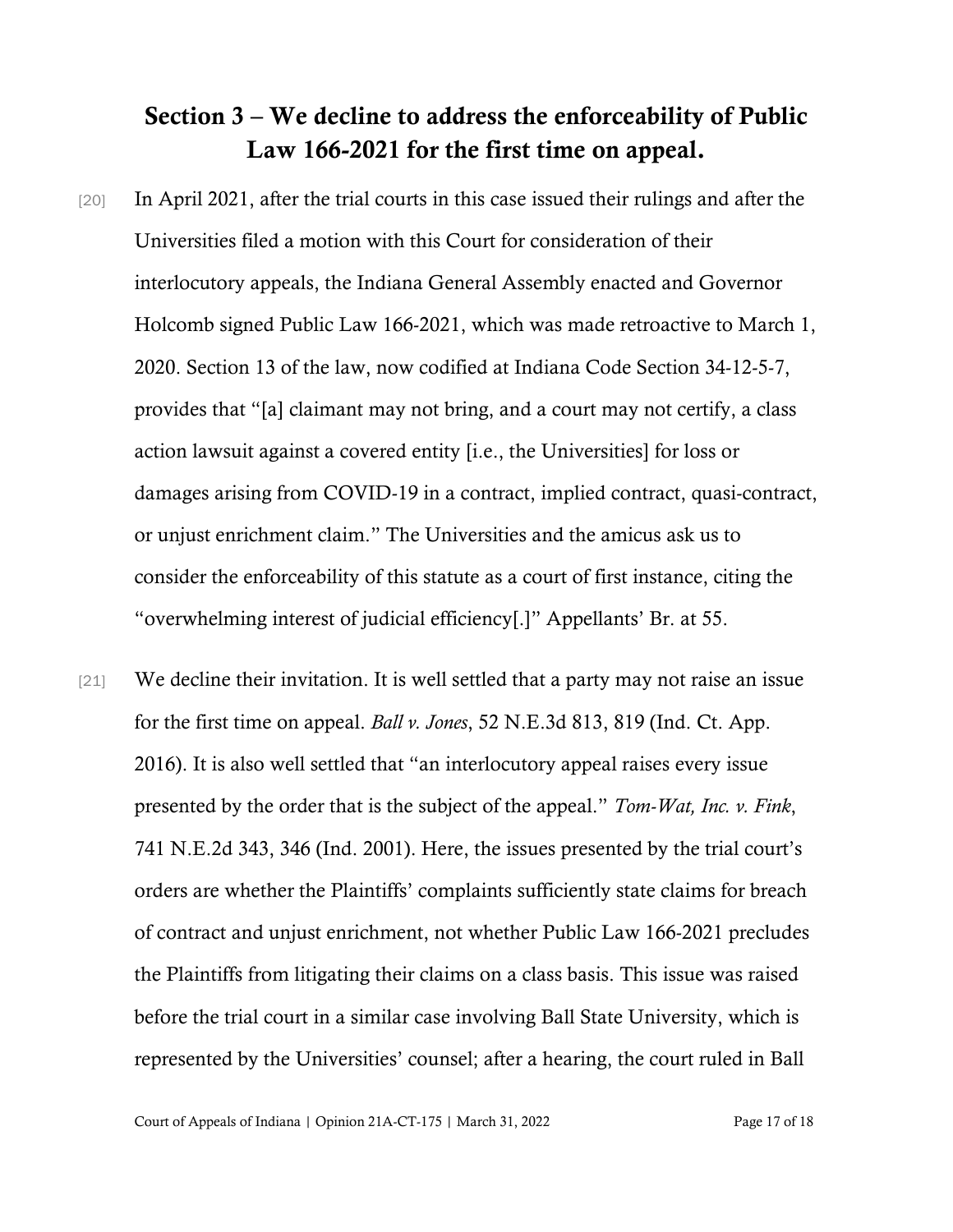## Section 3 – We decline to address the enforceability of Public Law 166-2021 for the first time on appeal.

[20] In April 2021, after the trial courts in this case issued their rulings and after the Universities filed a motion with this Court for consideration of their interlocutory appeals, the Indiana General Assembly enacted and Governor Holcomb signed Public Law 166-2021, which was made retroactive to March 1, 2020. Section 13 of the law, now codified at Indiana Code Section 34-12-5-7, provides that "[a] claimant may not bring, and a court may not certify, a class action lawsuit against a covered entity [i.e., the Universities] for loss or damages arising from COVID-19 in a contract, implied contract, quasi-contract, or unjust enrichment claim." The Universities and the amicus ask us to consider the enforceability of this statute as a court of first instance, citing the "overwhelming interest of judicial efficiency[.]" Appellants' Br. at 55.

[21] We decline their invitation. It is well settled that a party may not raise an issue for the first time on appeal. *Ball v. Jones*, 52 N.E.3d 813, 819 (Ind. Ct. App. 2016). It is also well settled that "an interlocutory appeal raises every issue presented by the order that is the subject of the appeal." *Tom-Wat, Inc. v. Fink*, 741 N.E.2d 343, 346 (Ind. 2001). Here, the issues presented by the trial court's orders are whether the Plaintiffs' complaints sufficiently state claims for breach of contract and unjust enrichment, not whether Public Law 166-2021 precludes the Plaintiffs from litigating their claims on a class basis. This issue was raised before the trial court in a similar case involving Ball State University, which is represented by the Universities' counsel; after a hearing, the court ruled in Ball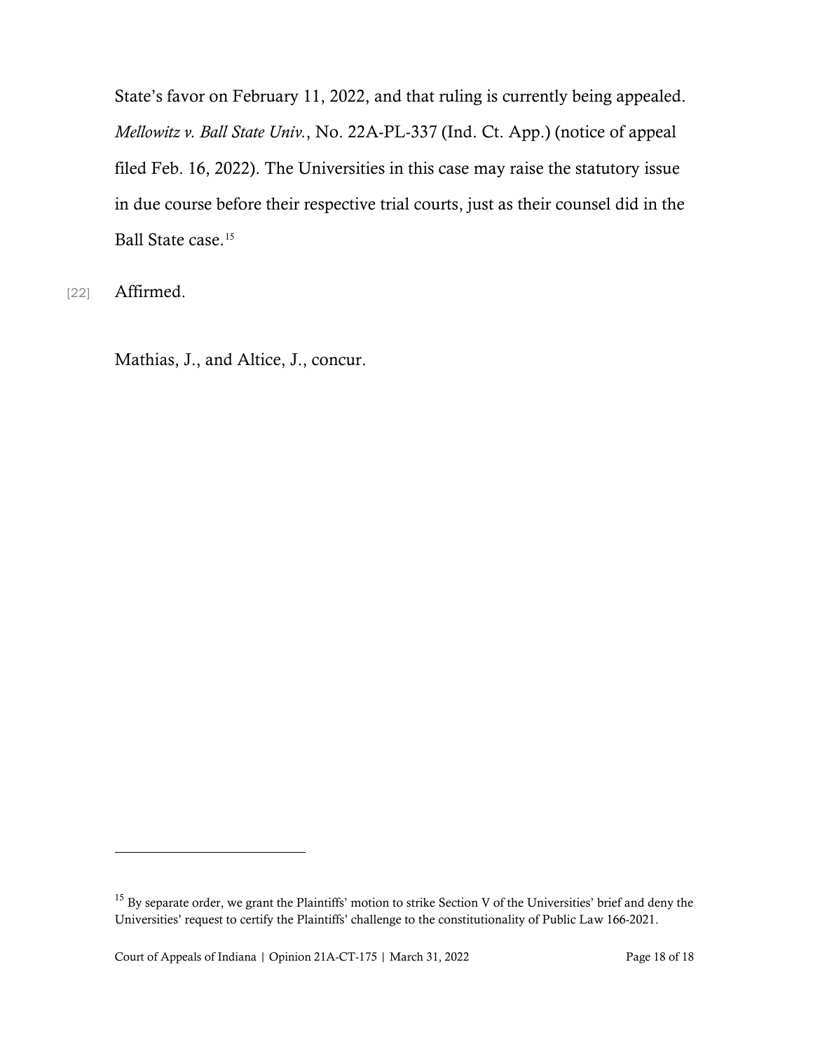State's favor on February 11, 2022, and that ruling is currently being appealed. *Mellowitz v. Ball State Univ.*, No. 22A-PL-337 (Ind. Ct. App.) (notice of appeal filed Feb. 16, 2022). The Universities in this case may raise the statutory issue in due course before their respective trial courts, just as their counsel did in the Ball State case.[15]

[22] Affirmed.

Mathias, J., and Altice, J., concur.

---

[15] By separate order, we grant the Plaintiffs' motion to strike Section V of the Universities' brief and deny the Universities' request to certify the Plaintiffs' challenge to the constitutionality of Public Law 166-2021.